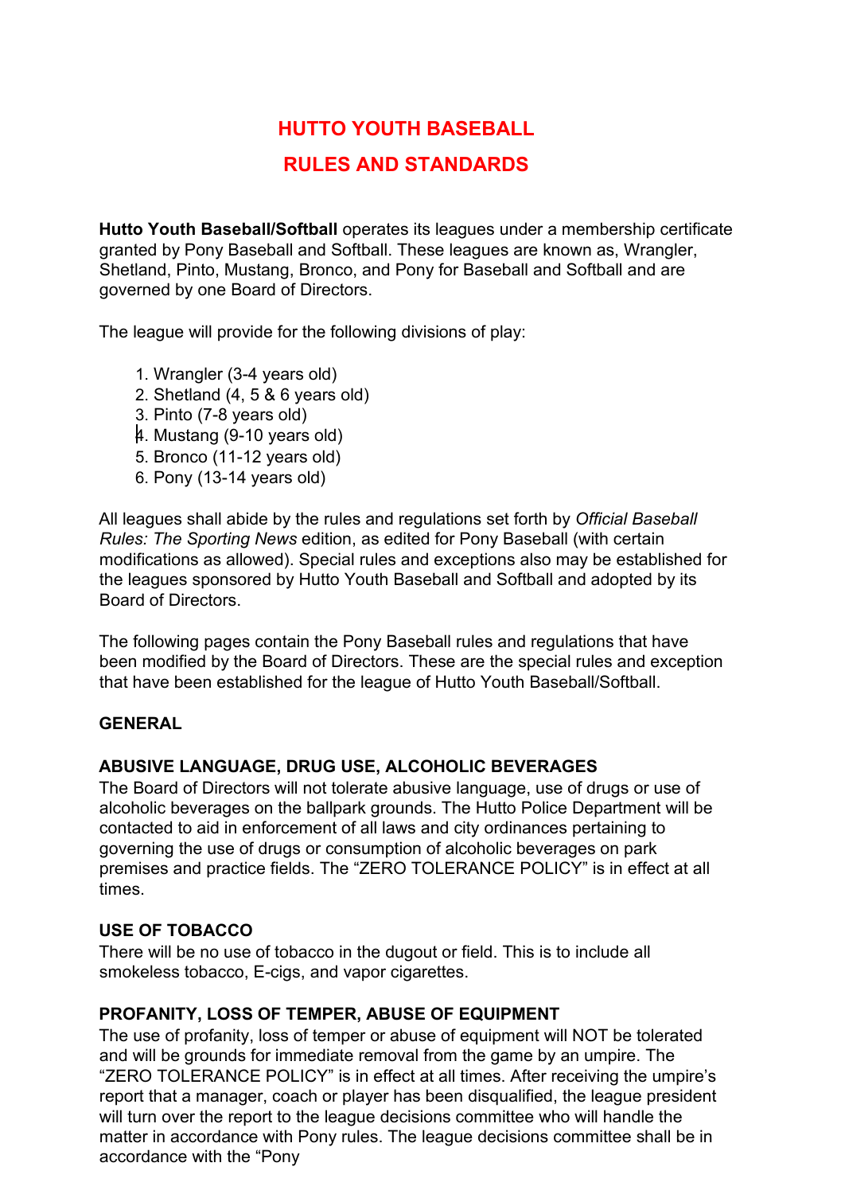# HUTTO YOUTH BASEBALL

# RULES AND STANDARDS

**Hutto Youth Baseball/Softball** operates its leagues under a membership certificate granted by Pony Baseball and Softball. These leagues are known as, Wrangler, Shetland, Pinto, Mustang, Bronco, and Pony for Baseball and Softball and are governed by one Board of Directors.

The league will provide for the following divisions of play:

1. Wrangler (3-4 years old)
2. Shetland (4, 5 & 6 years old)
3. Pinto (7-8 years old)
4. Mustang (9-10 years old)
5. Bronco (11-12 years old)
6. Pony (13-14 years old)

All leagues shall abide by the rules and regulations set forth by *Official Baseball Rules: The Sporting News* edition, as edited for Pony Baseball (with certain modifications as allowed). Special rules and exceptions also may be established for the leagues sponsored by Hutto Youth Baseball and Softball and adopted by its Board of Directors.

The following pages contain the Pony Baseball rules and regulations that have been modified by the Board of Directors. These are the special rules and exception that have been established for the league of Hutto Youth Baseball/Softball.

## GENERAL

### ABUSIVE LANGUAGE, DRUG USE, ALCOHOLIC BEVERAGES

The Board of Directors will not tolerate abusive language, use of drugs or use of alcoholic beverages on the ballpark grounds. The Hutto Police Department will be contacted to aid in enforcement of all laws and city ordinances pertaining to governing the use of drugs or consumption of alcoholic beverages on park premises and practice fields. The "ZERO TOLERANCE POLICY" is in effect at all times.

### USE OF TOBACCO

There will be no use of tobacco in the dugout or field. This is to include all smokeless tobacco, E-cigs, and vapor cigarettes.

### PROFANITY, LOSS OF TEMPER, ABUSE OF EQUIPMENT

The use of profanity, loss of temper or abuse of equipment will NOT be tolerated and will be grounds for immediate removal from the game by an umpire. The "ZERO TOLERANCE POLICY" is in effect at all times. After receiving the umpire's report that a manager, coach or player has been disqualified, the league president will turn over the report to the league decisions committee who will handle the matter in accordance with Pony rules. The league decisions committee shall be in accordance with the "Pony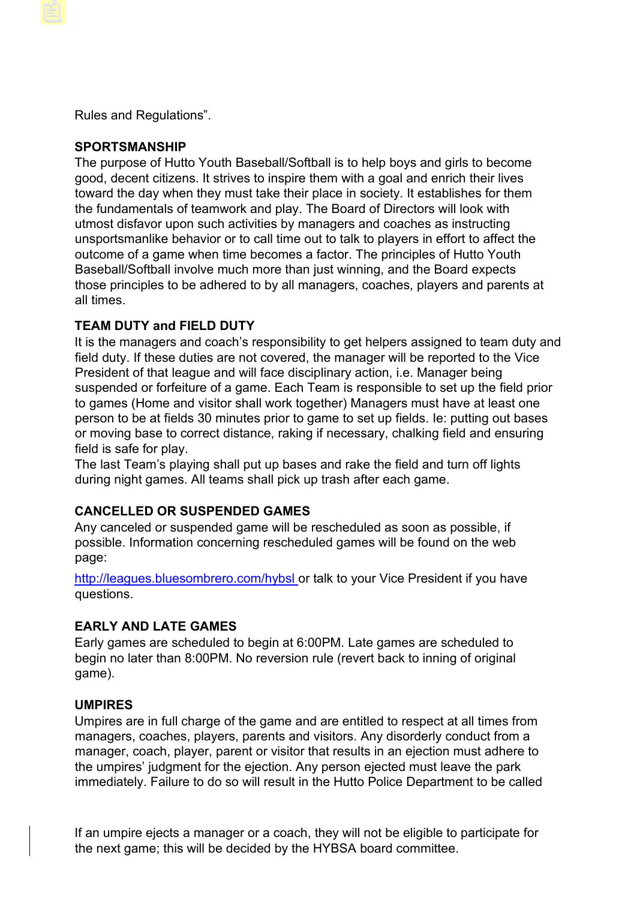Rules and Regulations".

**SPORTSMANSHIP**

The purpose of Hutto Youth Baseball/Softball is to help boys and girls to become good, decent citizens. It strives to inspire them with a goal and enrich their lives toward the day when they must take their place in society. It establishes for them the fundamentals of teamwork and play. The Board of Directors will look with utmost disfavor upon such activities by managers and coaches as instructing unsportsmanlike behavior or to call time out to talk to players in effort to affect the outcome of a game when time becomes a factor. The principles of Hutto Youth Baseball/Softball involve much more than just winning, and the Board expects those principles to be adhered to by all managers, coaches, players and parents at all times.

**TEAM DUTY and FIELD DUTY**

It is the managers and coach's responsibility to get helpers assigned to team duty and field duty. If these duties are not covered, the manager will be reported to the Vice President of that league and will face disciplinary action, i.e. Manager being suspended or forfeiture of a game. Each Team is responsible to set up the field prior to games (Home and visitor shall work together) Managers must have at least one person to be at fields 30 minutes prior to game to set up fields. Ie: putting out bases or moving base to correct distance, raking if necessary, chalking field and ensuring field is safe for play.

The last Team's playing shall put up bases and rake the field and turn off lights during night games. All teams shall pick up trash after each game.

**CANCELLED OR SUSPENDED GAMES**

Any canceled or suspended game will be rescheduled as soon as possible, if possible. Information concerning rescheduled games will be found on the web page:

http://leagues.bluesombrero.com/hybsl or talk to your Vice President if you have questions.

**EARLY AND LATE GAMES**

Early games are scheduled to begin at 6:00PM. Late games are scheduled to begin no later than 8:00PM. No reversion rule (revert back to inning of original game).

**UMPIRES**

Umpires are in full charge of the game and are entitled to respect at all times from managers, coaches, players, parents and visitors. Any disorderly conduct from a manager, coach, player, parent or visitor that results in an ejection must adhere to the umpires' judgment for the ejection. Any person ejected must leave the park immediately. Failure to do so will result in the Hutto Police Department to be called

If an umpire ejects a manager or a coach, they will not be eligible to participate for the next game; this will be decided by the HYBSA board committee.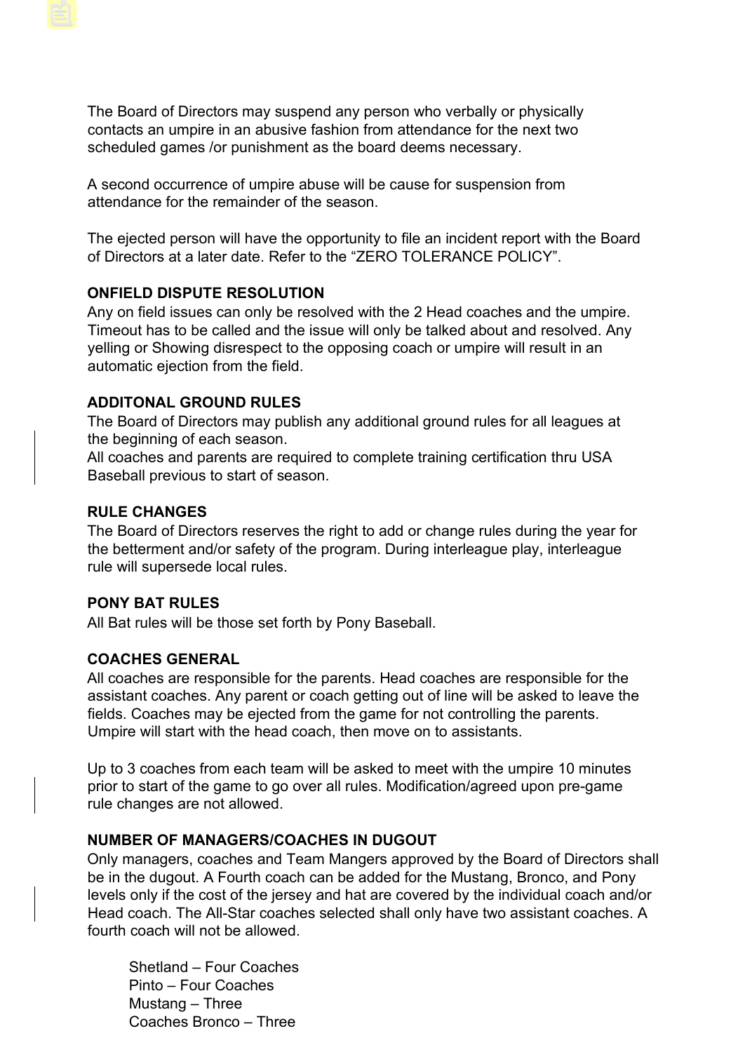The Board of Directors may suspend any person who verbally or physically contacts an umpire in an abusive fashion from attendance for the next two scheduled games /or punishment as the board deems necessary.

A second occurrence of umpire abuse will be cause for suspension from attendance for the remainder of the season.

The ejected person will have the opportunity to file an incident report with the Board of Directors at a later date. Refer to the “ZERO TOLERANCE POLICY”.

**ONFIELD DISPUTE RESOLUTION**

Any on field issues can only be resolved with the 2 Head coaches and the umpire. Timeout has to be called and the issue will only be talked about and resolved. Any yelling or Showing disrespect to the opposing coach or umpire will result in an automatic ejection from the field.

**ADDITONAL GROUND RULES**

The Board of Directors may publish any additional ground rules for all leagues at the beginning of each season.
All coaches and parents are required to complete training certification thru USA Baseball previous to start of season.

**RULE CHANGES**

The Board of Directors reserves the right to add or change rules during the year for the betterment and/or safety of the program. During interleague play, interleague rule will supersede local rules.

**PONY BAT RULES**

All Bat rules will be those set forth by Pony Baseball.

**COACHES GENERAL**

All coaches are responsible for the parents. Head coaches are responsible for the assistant coaches. Any parent or coach getting out of line will be asked to leave the fields. Coaches may be ejected from the game for not controlling the parents. Umpire will start with the head coach, then move on to assistants.

Up to 3 coaches from each team will be asked to meet with the umpire 10 minutes prior to start of the game to go over all rules. Modification/agreed upon pre-game rule changes are not allowed.

**NUMBER OF MANAGERS/COACHES IN DUGOUT**

Only managers, coaches and Team Mangers approved by the Board of Directors shall be in the dugout. A Fourth coach can be added for the Mustang, Bronco, and Pony levels only if the cost of the jersey and hat are covered by the individual coach and/or Head coach. The All-Star coaches selected shall only have two assistant coaches. A fourth coach will not be allowed.

Shetland – Four Coaches
Pinto – Four Coaches
Mustang – Three
Coaches Bronco – Three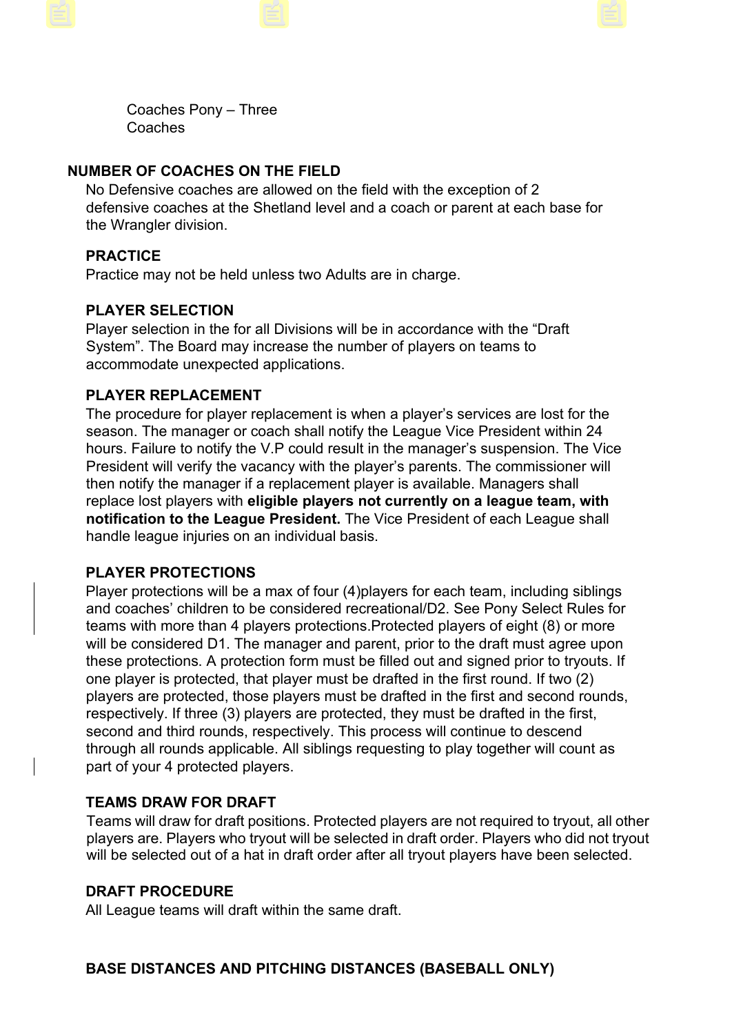Coaches Pony – Three Coaches

**NUMBER OF COACHES ON THE FIELD**

No Defensive coaches are allowed on the field with the exception of 2 defensive coaches at the Shetland level and a coach or parent at each base for the Wrangler division.

**PRACTICE**

Practice may not be held unless two Adults are in charge.

**PLAYER SELECTION**

Player selection in the for all Divisions will be in accordance with the "Draft System". The Board may increase the number of players on teams to accommodate unexpected applications.

**PLAYER REPLACEMENT**

The procedure for player replacement is when a player's services are lost for the season. The manager or coach shall notify the League Vice President within 24 hours. Failure to notify the V.P could result in the manager's suspension. The Vice President will verify the vacancy with the player's parents. The commissioner will then notify the manager if a replacement player is available. Managers shall replace lost players with **eligible players not currently on a league team, with notification to the League President.** The Vice President of each League shall handle league injuries on an individual basis.

**PLAYER PROTECTIONS**

Player protections will be a max of four (4)players for each team, including siblings and coaches' children to be considered recreational/D2. See Pony Select Rules for teams with more than 4 players protections.Protected players of eight (8) or more will be considered D1. The manager and parent, prior to the draft must agree upon these protections. A protection form must be filled out and signed prior to tryouts. If one player is protected, that player must be drafted in the first round. If two (2) players are protected, those players must be drafted in the first and second rounds, respectively. If three (3) players are protected, they must be drafted in the first, second and third rounds, respectively. This process will continue to descend through all rounds applicable. All siblings requesting to play together will count as part of your 4 protected players.

**TEAMS DRAW FOR DRAFT**

Teams will draw for draft positions. Protected players are not required to tryout, all other players are. Players who tryout will be selected in draft order. Players who did not tryout will be selected out of a hat in draft order after all tryout players have been selected.

**DRAFT PROCEDURE**

All League teams will draft within the same draft.

**BASE DISTANCES AND PITCHING DISTANCES (BASEBALL ONLY)**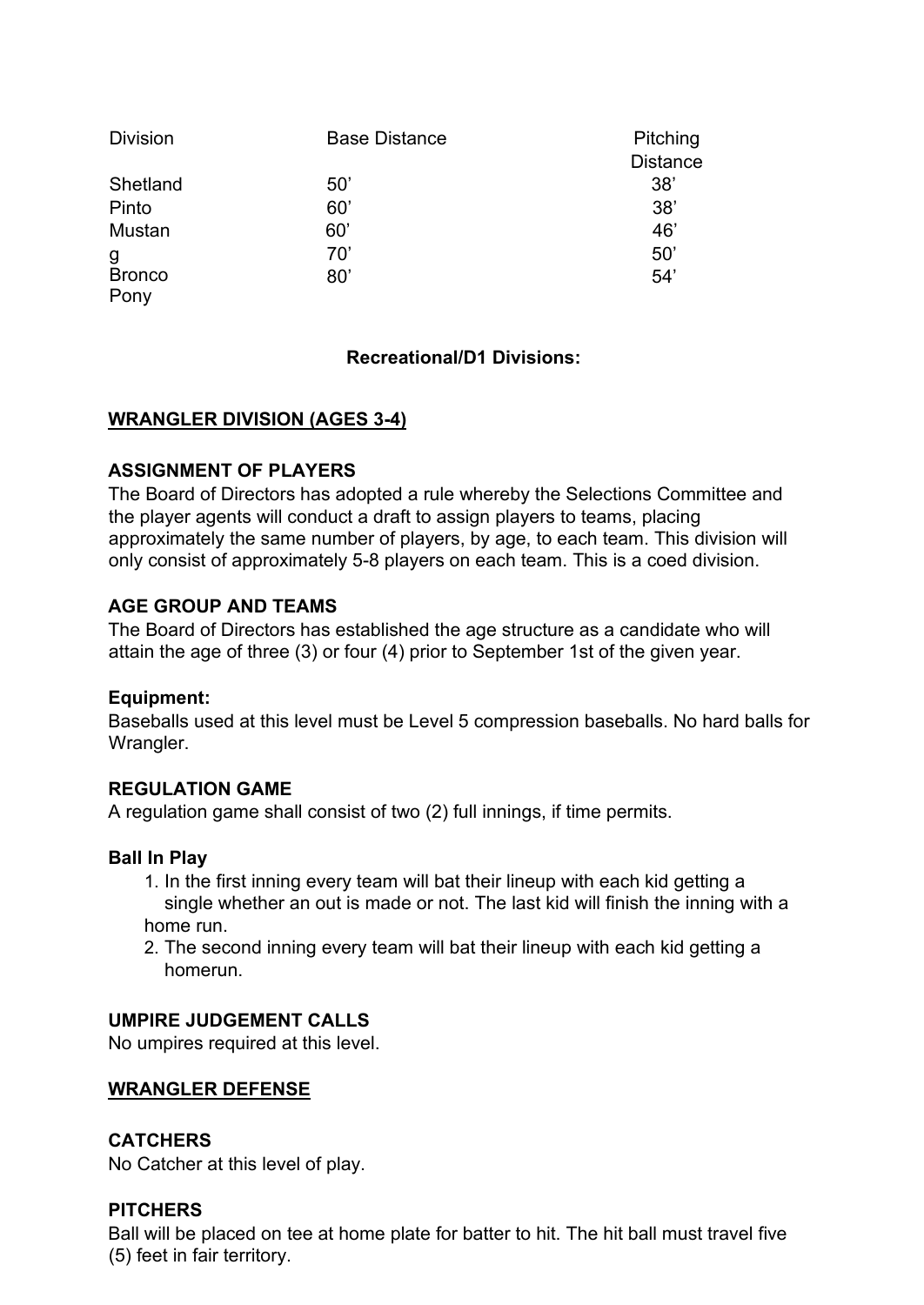| Division | Base Distance | Pitching Distance |
| --- | --- | --- |
| Shetland | 50' | 38' |
| Pinto | 60' | 38' |
| Mustang | 60' | 46' |
| Bronco | 70' | 50' |
| Pony | 80' | 54' |

**Recreational/D1 Divisions:**

## WRANGLER DIVISION (AGES 3-4)

### ASSIGNMENT OF PLAYERS

The Board of Directors has adopted a rule whereby the Selections Committee and the player agents will conduct a draft to assign players to teams, placing approximately the same number of players, by age, to each team. This division will only consist of approximately 5-8 players on each team. This is a coed division.

### AGE GROUP AND TEAMS

The Board of Directors has established the age structure as a candidate who will attain the age of three (3) or four (4) prior to September 1st of the given year.

**Equipment:**

Baseballs used at this level must be Level 5 compression baseballs. No hard balls for Wrangler.

### REGULATION GAME

A regulation game shall consist of two (2) full innings, if time permits.

**Ball In Play**

1. In the first inning every team will bat their lineup with each kid getting a single whether an out is made or not. The last kid will finish the inning with a home run.
2. The second inning every team will bat their lineup with each kid getting a homerun.

### UMPIRE JUDGEMENT CALLS

No umpires required at this level.

## WRANGLER DEFENSE

### CATCHERS

No Catcher at this level of play.

### PITCHERS

Ball will be placed on tee at home plate for batter to hit. The hit ball must travel five (5) feet in fair territory.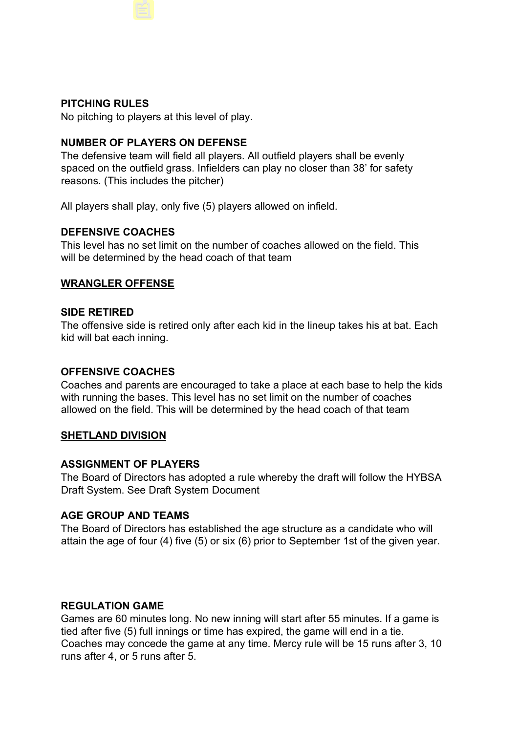**PITCHING RULES**
No pitching to players at this level of play.

**NUMBER OF PLAYERS ON DEFENSE**
The defensive team will field all players. All outfield players shall be evenly spaced on the outfield grass. Infielders can play no closer than 38' for safety reasons. (This includes the pitcher)

All players shall play, only five (5) players allowed on infield.

**DEFENSIVE COACHES**
This level has no set limit on the number of coaches allowed on the field. This will be determined by the head coach of that team

## **WRANGLER OFFENSE**

**SIDE RETIRED**
The offensive side is retired only after each kid in the lineup takes his at bat. Each kid will bat each inning.

**OFFENSIVE COACHES**
Coaches and parents are encouraged to take a place at each base to help the kids with running the bases. This level has no set limit on the number of coaches allowed on the field. This will be determined by the head coach of that team

## **SHETLAND DIVISION**

**ASSIGNMENT OF PLAYERS**
The Board of Directors has adopted a rule whereby the draft will follow the HYBSA Draft System. See Draft System Document

**AGE GROUP AND TEAMS**
The Board of Directors has established the age structure as a candidate who will attain the age of four (4) five (5) or six (6) prior to September 1st of the given year.

**REGULATION GAME**
Games are 60 minutes long. No new inning will start after 55 minutes. If a game is tied after five (5) full innings or time has expired, the game will end in a tie. Coaches may concede the game at any time. Mercy rule will be 15 runs after 3, 10 runs after 4, or 5 runs after 5.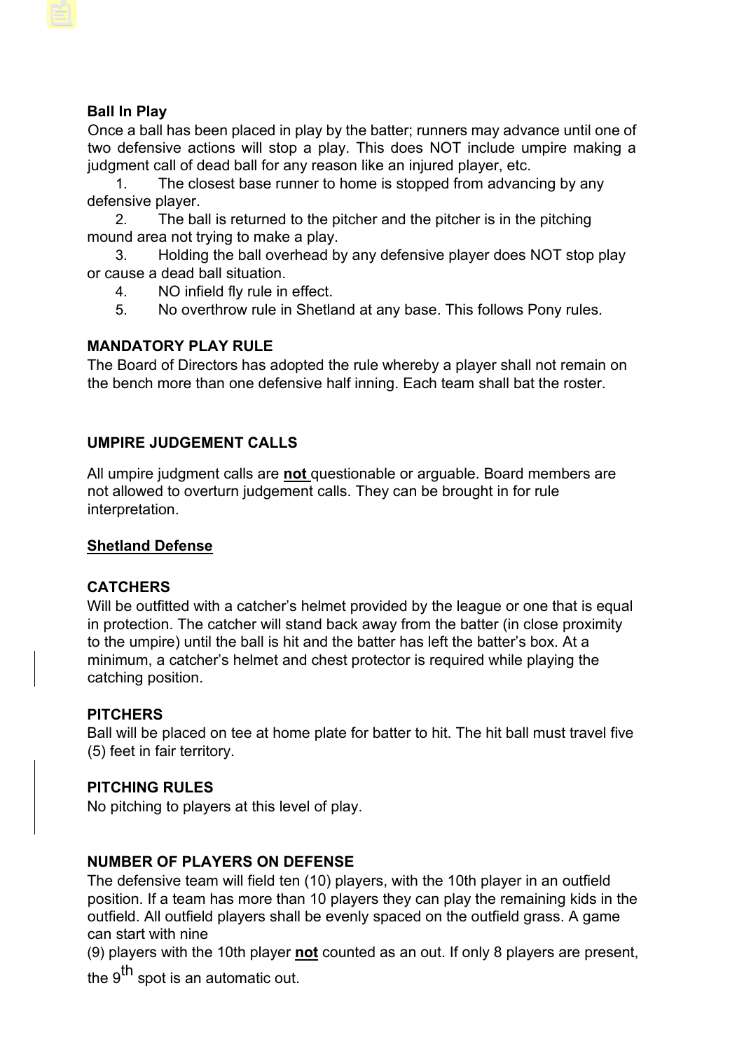**Ball In Play**

Once a ball has been placed in play by the batter; runners may advance until one of two defensive actions will stop a play. This does NOT include umpire making a judgment call of dead ball for any reason like an injured player, etc.

1. The closest base runner to home is stopped from advancing by any defensive player.
2. The ball is returned to the pitcher and the pitcher is in the pitching mound area not trying to make a play.
3. Holding the ball overhead by any defensive player does NOT stop play or cause a dead ball situation.
4. NO infield fly rule in effect.
5. No overthrow rule in Shetland at any base. This follows Pony rules.

**MANDATORY PLAY RULE**

The Board of Directors has adopted the rule whereby a player shall not remain on the bench more than one defensive half inning. Each team shall bat the roster.

**UMPIRE JUDGEMENT CALLS**

All umpire judgment calls are **not** questionable or arguable. Board members are not allowed to overturn judgement calls. They can be brought in for rule interpretation.

**Shetland Defense**

**CATCHERS**

Will be outfitted with a catcher's helmet provided by the league or one that is equal in protection. The catcher will stand back away from the batter (in close proximity to the umpire) until the ball is hit and the batter has left the batter's box. At a minimum, a catcher's helmet and chest protector is required while playing the catching position.

**PITCHERS**

Ball will be placed on tee at home plate for batter to hit. The hit ball must travel five (5) feet in fair territory.

**PITCHING RULES**

No pitching to players at this level of play.

**NUMBER OF PLAYERS ON DEFENSE**

The defensive team will field ten (10) players, with the 10th player in an outfield position. If a team has more than 10 players they can play the remaining kids in the outfield. All outfield players shall be evenly spaced on the outfield grass. A game can start with nine (9) players with the 10th player **not** counted as an out. If only 8 players are present, the 9th spot is an automatic out.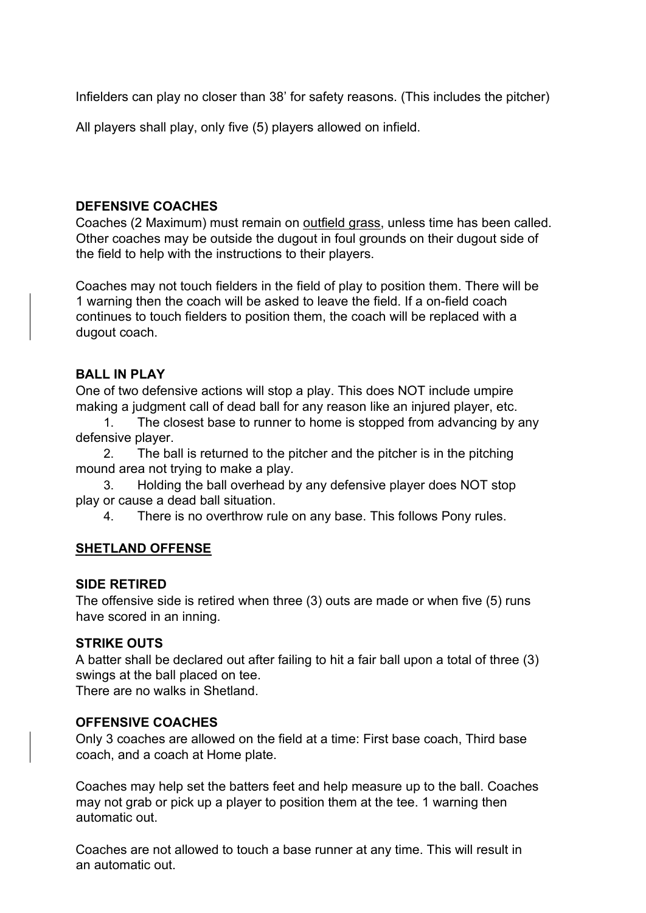Infielders can play no closer than 38' for safety reasons. (This includes the pitcher)

All players shall play, only five (5) players allowed on infield.

**DEFENSIVE COACHES**

Coaches (2 Maximum) must remain on <u>outfield grass</u>, unless time has been called. Other coaches may be outside the dugout in foul grounds on their dugout side of the field to help with the instructions to their players.

Coaches may not touch fielders in the field of play to position them. There will be 1 warning then the coach will be asked to leave the field. If a on-field coach continues to touch fielders to position them, the coach will be replaced with a dugout coach.

**BALL IN PLAY**

One of two defensive actions will stop a play. This does NOT include umpire making a judgment call of dead ball for any reason like an injured player, etc.

1. The closest base to runner to home is stopped from advancing by any defensive player.
2. The ball is returned to the pitcher and the pitcher is in the pitching mound area not trying to make a play.
3. Holding the ball overhead by any defensive player does NOT stop play or cause a dead ball situation.
4. There is no overthrow rule on any base. This follows Pony rules.

**<u>SHETLAND OFFENSE</u>**

**SIDE RETIRED**

The offensive side is retired when three (3) outs are made or when five (5) runs have scored in an inning.

**STRIKE OUTS**

A batter shall be declared out after failing to hit a fair ball upon a total of three (3) swings at the ball placed on tee.
There are no walks in Shetland.

**OFFENSIVE COACHES**

Only 3 coaches are allowed on the field at a time: First base coach, Third base coach, and a coach at Home plate.

Coaches may help set the batters feet and help measure up to the ball. Coaches may not grab or pick up a player to position them at the tee. 1 warning then automatic out.

Coaches are not allowed to touch a base runner at any time. This will result in an automatic out.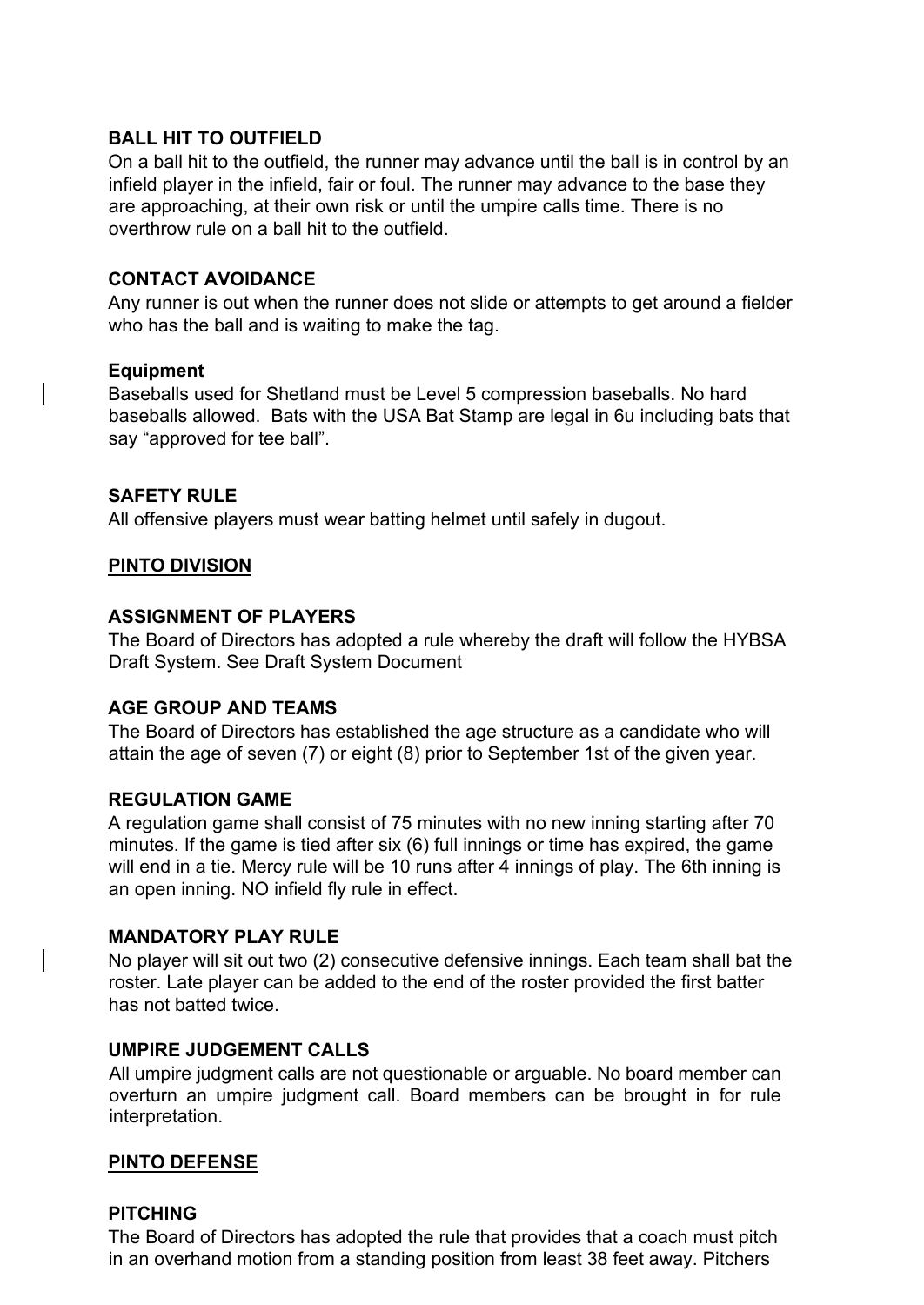### BALL HIT TO OUTFIELD

On a ball hit to the outfield, the runner may advance until the ball is in control by an infield player in the infield, fair or foul. The runner may advance to the base they are approaching, at their own risk or until the umpire calls time. There is no overthrow rule on a ball hit to the outfield.

### CONTACT AVOIDANCE

Any runner is out when the runner does not slide or attempts to get around a fielder who has the ball and is waiting to make the tag.

### Equipment

Baseballs used for Shetland must be Level 5 compression baseballs. No hard baseballs allowed. Bats with the USA Bat Stamp are legal in 6u including bats that say "approved for tee ball".

### SAFETY RULE

All offensive players must wear batting helmet until safely in dugout.

## PINTO DIVISION

### ASSIGNMENT OF PLAYERS

The Board of Directors has adopted a rule whereby the draft will follow the HYBSA Draft System. See Draft System Document

### AGE GROUP AND TEAMS

The Board of Directors has established the age structure as a candidate who will attain the age of seven (7) or eight (8) prior to September 1st of the given year.

### REGULATION GAME

A regulation game shall consist of 75 minutes with no new inning starting after 70 minutes. If the game is tied after six (6) full innings or time has expired, the game will end in a tie. Mercy rule will be 10 runs after 4 innings of play. The 6th inning is an open inning. NO infield fly rule in effect.

### MANDATORY PLAY RULE

No player will sit out two (2) consecutive defensive innings. Each team shall bat the roster. Late player can be added to the end of the roster provided the first batter has not batted twice.

### UMPIRE JUDGEMENT CALLS

All umpire judgment calls are not questionable or arguable. No board member can overturn an umpire judgment call. Board members can be brought in for rule interpretation.

## PINTO DEFENSE

### PITCHING

The Board of Directors has adopted the rule that provides that a coach must pitch in an overhand motion from a standing position from least 38 feet away. Pitchers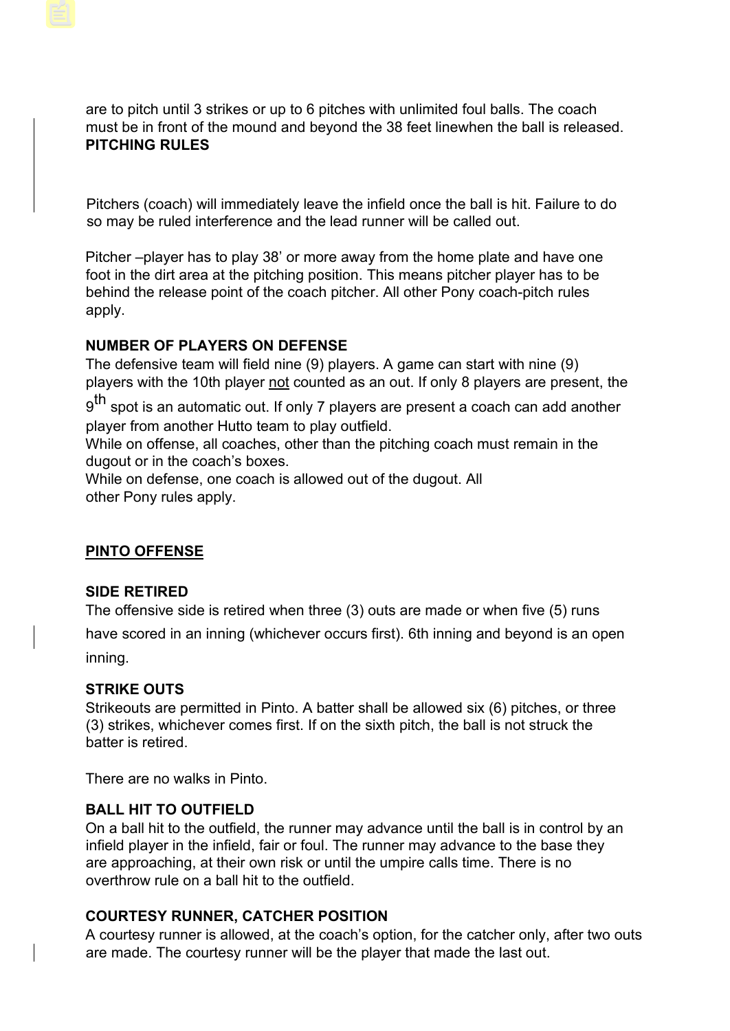are to pitch until 3 strikes or up to 6 pitches with unlimited foul balls. The coach must be in front of the mound and beyond the 38 feet linewhen the ball is released.

**PITCHING RULES**

Pitchers (coach) will immediately leave the infield once the ball is hit. Failure to do so may be ruled interference and the lead runner will be called out.

Pitcher –player has to play 38' or more away from the home plate and have one foot in the dirt area at the pitching position. This means pitcher player has to be behind the release point of the coach pitcher. All other Pony coach-pitch rules apply.

**NUMBER OF PLAYERS ON DEFENSE**

The defensive team will field nine (9) players. A game can start with nine (9) players with the 10th player <u>not</u> counted as an out. If only 8 players are present, the 9th spot is an automatic out. If only 7 players are present a coach can add another player from another Hutto team to play outfield.

While on offense, all coaches, other than the pitching coach must remain in the dugout or in the coach's boxes.

While on defense, one coach is allowed out of the dugout. All other Pony rules apply.

## <u>PINTO OFFENSE</u>

**SIDE RETIRED**

The offensive side is retired when three (3) outs are made or when five (5) runs have scored in an inning (whichever occurs first). 6th inning and beyond is an open inning.

**STRIKE OUTS**

Strikeouts are permitted in Pinto. A batter shall be allowed six (6) pitches, or three (3) strikes, whichever comes first. If on the sixth pitch, the ball is not struck the batter is retired.

There are no walks in Pinto.

**BALL HIT TO OUTFIELD**

On a ball hit to the outfield, the runner may advance until the ball is in control by an infield player in the infield, fair or foul. The runner may advance to the base they are approaching, at their own risk or until the umpire calls time. There is no overthrow rule on a ball hit to the outfield.

**COURTESY RUNNER, CATCHER POSITION**

A courtesy runner is allowed, at the coach's option, for the catcher only, after two outs are made. The courtesy runner will be the player that made the last out.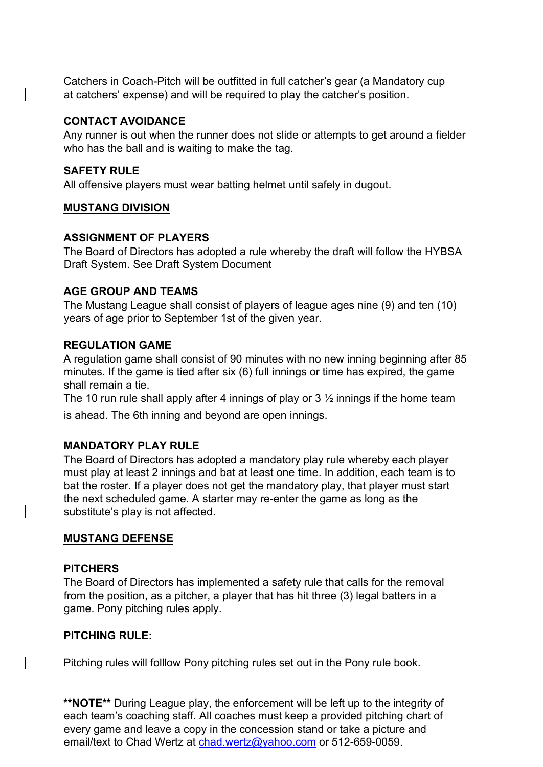Catchers in Coach-Pitch will be outfitted in full catcher's gear (a Mandatory cup at catchers' expense) and will be required to play the catcher's position.

**CONTACT AVOIDANCE**

Any runner is out when the runner does not slide or attempts to get around a fielder who has the ball and is waiting to make the tag.

**SAFETY RULE**

All offensive players must wear batting helmet until safely in dugout.

## MUSTANG DIVISION

**ASSIGNMENT OF PLAYERS**

The Board of Directors has adopted a rule whereby the draft will follow the HYBSA Draft System. See Draft System Document

**AGE GROUP AND TEAMS**

The Mustang League shall consist of players of league ages nine (9) and ten (10) years of age prior to September 1st of the given year.

**REGULATION GAME**

A regulation game shall consist of 90 minutes with no new inning beginning after 85 minutes. If the game is tied after six (6) full innings or time has expired, the game shall remain a tie.

The 10 run rule shall apply after 4 innings of play or 3 ½ innings if the home team is ahead. The 6th inning and beyond are open innings.

**MANDATORY PLAY RULE**

The Board of Directors has adopted a mandatory play rule whereby each player must play at least 2 innings and bat at least one time. In addition, each team is to bat the roster. If a player does not get the mandatory play, that player must start the next scheduled game. A starter may re-enter the game as long as the substitute's play is not affected.

## MUSTANG DEFENSE

**PITCHERS**

The Board of Directors has implemented a safety rule that calls for the removal from the position, as a pitcher, a player that has hit three (3) legal batters in a game. Pony pitching rules apply.

**PITCHING RULE:**

Pitching rules will folllow Pony pitching rules set out in the Pony rule book.

**\*\*NOTE\*\*** During League play, the enforcement will be left up to the integrity of each team's coaching staff. All coaches must keep a provided pitching chart of every game and leave a copy in the concession stand or take a picture and email/text to Chad Wertz at chad.wertz@yahoo.com or 512-659-0059.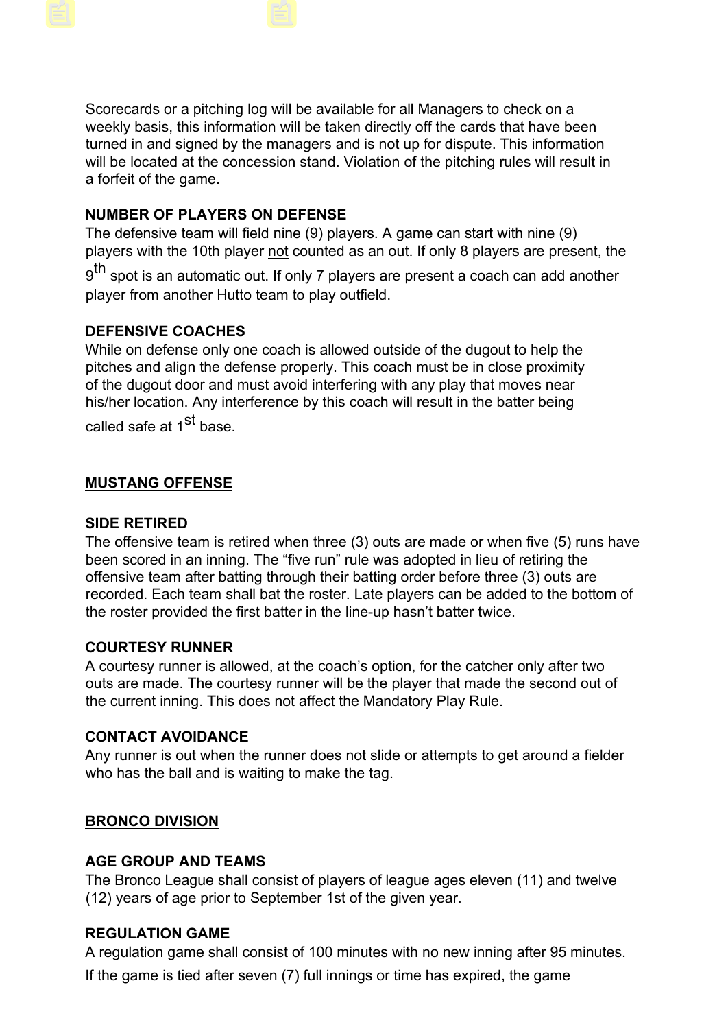Scorecards or a pitching log will be available for all Managers to check on a weekly basis, this information will be taken directly off the cards that have been turned in and signed by the managers and is not up for dispute. This information will be located at the concession stand. Violation of the pitching rules will result in a forfeit of the game.

**NUMBER OF PLAYERS ON DEFENSE**

The defensive team will field nine (9) players. A game can start with nine (9) players with the 10th player not counted as an out. If only 8 players are present, the 9th spot is an automatic out. If only 7 players are present a coach can add another player from another Hutto team to play outfield.

**DEFENSIVE COACHES**

While on defense only one coach is allowed outside of the dugout to help the pitches and align the defense properly. This coach must be in close proximity of the dugout door and must avoid interfering with any play that moves near his/her location. Any interference by this coach will result in the batter being called safe at 1st base.

## MUSTANG OFFENSE

**SIDE RETIRED**

The offensive team is retired when three (3) outs are made or when five (5) runs have been scored in an inning. The "five run" rule was adopted in lieu of retiring the offensive team after batting through their batting order before three (3) outs are recorded. Each team shall bat the roster. Late players can be added to the bottom of the roster provided the first batter in the line-up hasn't batter twice.

**COURTESY RUNNER**

A courtesy runner is allowed, at the coach's option, for the catcher only after two outs are made. The courtesy runner will be the player that made the second out of the current inning. This does not affect the Mandatory Play Rule.

**CONTACT AVOIDANCE**

Any runner is out when the runner does not slide or attempts to get around a fielder who has the ball and is waiting to make the tag.

## BRONCO DIVISION

**AGE GROUP AND TEAMS**

The Bronco League shall consist of players of league ages eleven (11) and twelve (12) years of age prior to September 1st of the given year.

**REGULATION GAME**

A regulation game shall consist of 100 minutes with no new inning after 95 minutes. If the game is tied after seven (7) full innings or time has expired, the game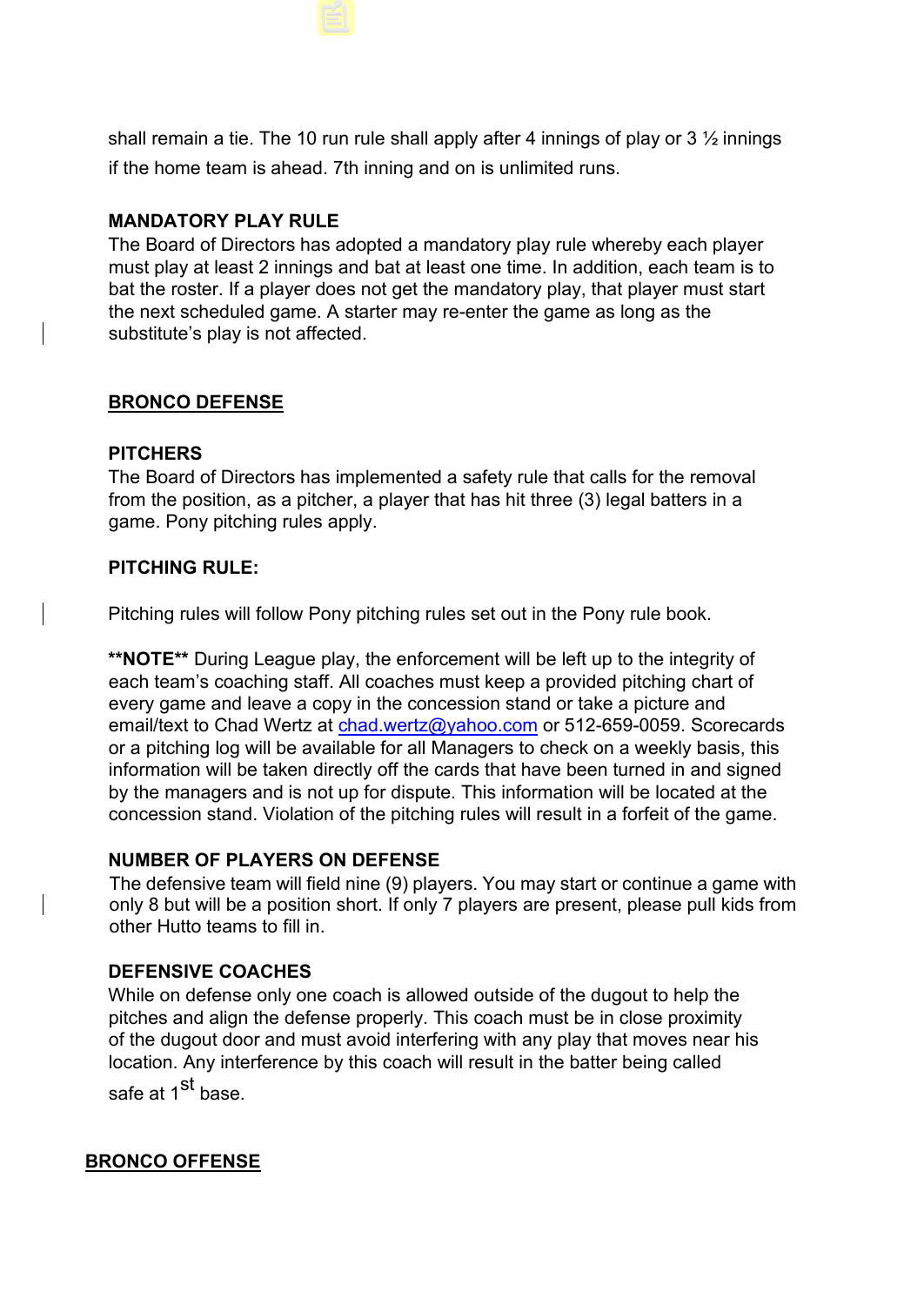shall remain a tie. The 10 run rule shall apply after 4 innings of play or 3 ½ innings if the home team is ahead. 7th inning and on is unlimited runs.

**MANDATORY PLAY RULE**

The Board of Directors has adopted a mandatory play rule whereby each player must play at least 2 innings and bat at least one time. In addition, each team is to bat the roster. If a player does not get the mandatory play, that player must start the next scheduled game. A starter may re-enter the game as long as the substitute's play is not affected.

## BRONCO DEFENSE

**PITCHERS**

The Board of Directors has implemented a safety rule that calls for the removal from the position, as a pitcher, a player that has hit three (3) legal batters in a game. Pony pitching rules apply.

**PITCHING RULE:**

Pitching rules will follow Pony pitching rules set out in the Pony rule book.

****NOTE**** During League play, the enforcement will be left up to the integrity of each team's coaching staff. All coaches must keep a provided pitching chart of every game and leave a copy in the concession stand or take a picture and email/text to Chad Wertz at chad.wertz@yahoo.com or 512-659-0059. Scorecards or a pitching log will be available for all Managers to check on a weekly basis, this information will be taken directly off the cards that have been turned in and signed by the managers and is not up for dispute. This information will be located at the concession stand. Violation of the pitching rules will result in a forfeit of the game.

**NUMBER OF PLAYERS ON DEFENSE**

The defensive team will field nine (9) players. You may start or continue a game with only 8 but will be a position short. If only 7 players are present, please pull kids from other Hutto teams to fill in.

**DEFENSIVE COACHES**

While on defense only one coach is allowed outside of the dugout to help the pitches and align the defense properly. This coach must be in close proximity of the dugout door and must avoid interfering with any play that moves near his location. Any interference by this coach will result in the batter being called safe at 1st base.

## BRONCO OFFENSE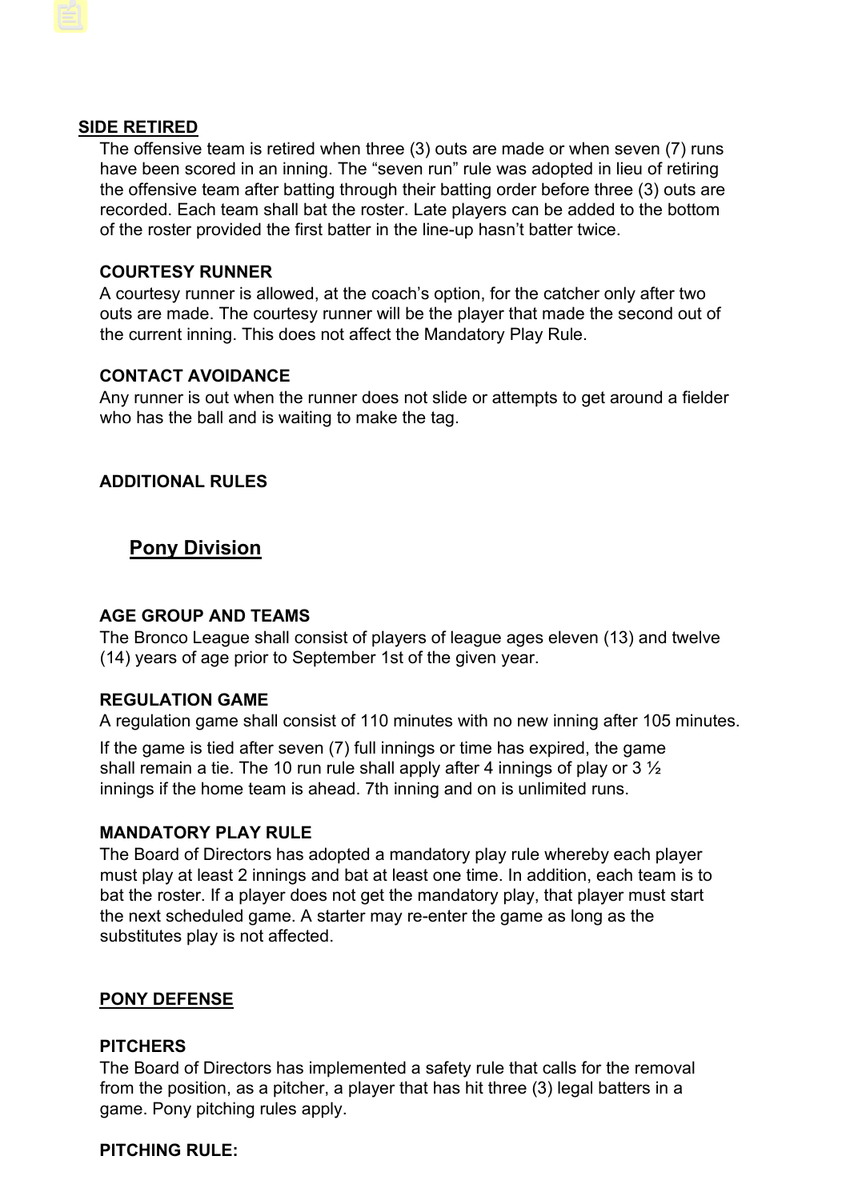## SIDE RETIRED

The offensive team is retired when three (3) outs are made or when seven (7) runs have been scored in an inning. The “seven run” rule was adopted in lieu of retiring the offensive team after batting through their batting order before three (3) outs are recorded. Each team shall bat the roster. Late players can be added to the bottom of the roster provided the first batter in the line-up hasn’t batter twice.

### COURTESY RUNNER

A courtesy runner is allowed, at the coach’s option, for the catcher only after two outs are made. The courtesy runner will be the player that made the second out of the current inning. This does not affect the Mandatory Play Rule.

### CONTACT AVOIDANCE

Any runner is out when the runner does not slide or attempts to get around a fielder who has the ball and is waiting to make the tag.

### ADDITIONAL RULES

# Pony Division

### AGE GROUP AND TEAMS

The Bronco League shall consist of players of league ages eleven (13) and twelve (14) years of age prior to September 1st of the given year.

### REGULATION GAME

A regulation game shall consist of 110 minutes with no new inning after 105 minutes.

If the game is tied after seven (7) full innings or time has expired, the game shall remain a tie. The 10 run rule shall apply after 4 innings of play or 3 ½ innings if the home team is ahead. 7th inning and on is unlimited runs.

### MANDATORY PLAY RULE

The Board of Directors has adopted a mandatory play rule whereby each player must play at least 2 innings and bat at least one time. In addition, each team is to bat the roster. If a player does not get the mandatory play, that player must start the next scheduled game. A starter may re-enter the game as long as the substitutes play is not affected.

## PONY DEFENSE

### PITCHERS

The Board of Directors has implemented a safety rule that calls for the removal from the position, as a pitcher, a player that has hit three (3) legal batters in a game. Pony pitching rules apply.

### PITCHING RULE: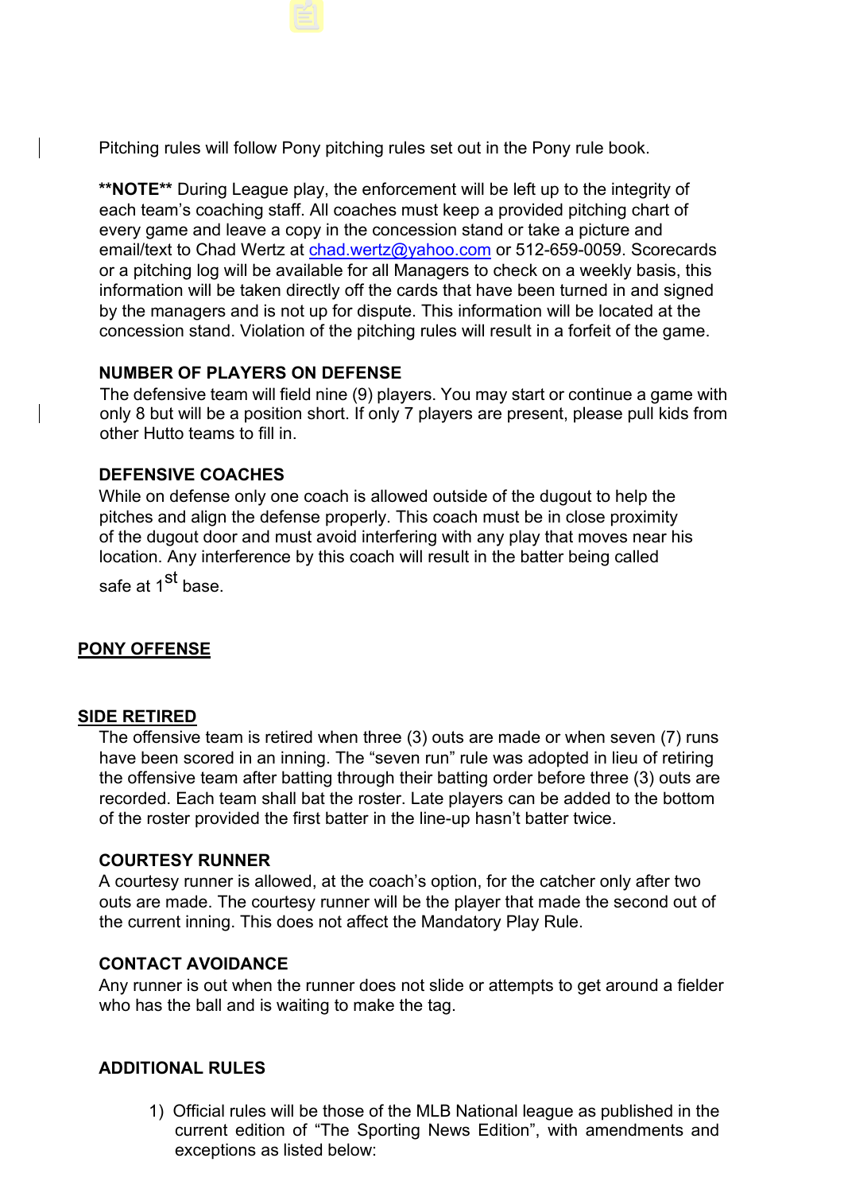Pitching rules will follow Pony pitching rules set out in the Pony rule book.

**\*\*NOTE\*\*** During League play, the enforcement will be left up to the integrity of each team's coaching staff. All coaches must keep a provided pitching chart of every game and leave a copy in the concession stand or take a picture and email/text to Chad Wertz at chad.wertz@yahoo.com or 512-659-0059. Scorecards or a pitching log will be available for all Managers to check on a weekly basis, this information will be taken directly off the cards that have been turned in and signed by the managers and is not up for dispute. This information will be located at the concession stand. Violation of the pitching rules will result in a forfeit of the game.

**NUMBER OF PLAYERS ON DEFENSE**

The defensive team will field nine (9) players. You may start or continue a game with only 8 but will be a position short. If only 7 players are present, please pull kids from other Hutto teams to fill in.

**DEFENSIVE COACHES**

While on defense only one coach is allowed outside of the dugout to help the pitches and align the defense properly. This coach must be in close proximity of the dugout door and must avoid interfering with any play that moves near his location. Any interference by this coach will result in the batter being called safe at 1st base.

## PONY OFFENSE

## SIDE RETIRED

The offensive team is retired when three (3) outs are made or when seven (7) runs have been scored in an inning. The "seven run" rule was adopted in lieu of retiring the offensive team after batting through their batting order before three (3) outs are recorded. Each team shall bat the roster. Late players can be added to the bottom of the roster provided the first batter in the line-up hasn't batter twice.

**COURTESY RUNNER**

A courtesy runner is allowed, at the coach's option, for the catcher only after two outs are made. The courtesy runner will be the player that made the second out of the current inning. This does not affect the Mandatory Play Rule.

**CONTACT AVOIDANCE**

Any runner is out when the runner does not slide or attempts to get around a fielder who has the ball and is waiting to make the tag.

**ADDITIONAL RULES**

1) Official rules will be those of the MLB National league as published in the current edition of "The Sporting News Edition", with amendments and exceptions as listed below: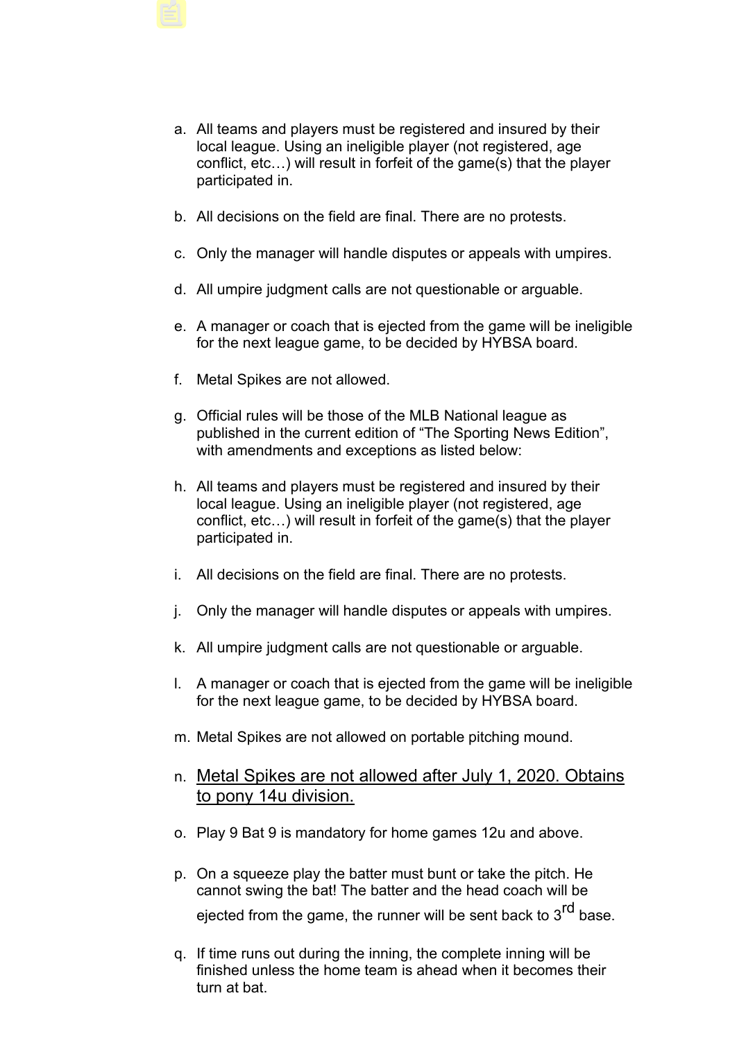a. All teams and players must be registered and insured by their local league. Using an ineligible player (not registered, age conflict, etc…) will result in forfeit of the game(s) that the player participated in.

b. All decisions on the field are final. There are no protests.

c. Only the manager will handle disputes or appeals with umpires.

d. All umpire judgment calls are not questionable or arguable.

e. A manager or coach that is ejected from the game will be ineligible for the next league game, to be decided by HYBSA board.

f. Metal Spikes are not allowed.

g. Official rules will be those of the MLB National league as published in the current edition of "The Sporting News Edition", with amendments and exceptions as listed below:

h. All teams and players must be registered and insured by their local league. Using an ineligible player (not registered, age conflict, etc…) will result in forfeit of the game(s) that the player participated in.

i. All decisions on the field are final. There are no protests.

j. Only the manager will handle disputes or appeals with umpires.

k. All umpire judgment calls are not questionable or arguable.

l. A manager or coach that is ejected from the game will be ineligible for the next league game, to be decided by HYBSA board.

m. Metal Spikes are not allowed on portable pitching mound.

n. <u>Metal Spikes are not allowed after July 1, 2020. Obtains to pony 14u division.</u>

o. Play 9 Bat 9 is mandatory for home games 12u and above.

p. On a squeeze play the batter must bunt or take the pitch. He cannot swing the bat! The batter and the head coach will be ejected from the game, the runner will be sent back to 3rd base.

q. If time runs out during the inning, the complete inning will be finished unless the home team is ahead when it becomes their turn at bat.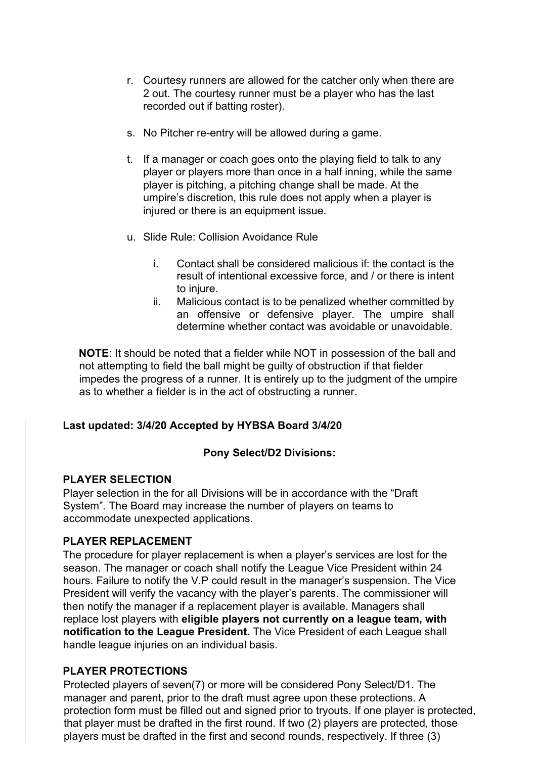r. Courtesy runners are allowed for the catcher only when there are 2 out. The courtesy runner must be a player who has the last recorded out if batting roster).

s. No Pitcher re-entry will be allowed during a game.

t. If a manager or coach goes onto the playing field to talk to any player or players more than once in a half inning, while the same player is pitching, a pitching change shall be made. At the umpire's discretion, this rule does not apply when a player is injured or there is an equipment issue.

u. Slide Rule: Collision Avoidance Rule

   i. Contact shall be considered malicious if: the contact is the result of intentional excessive force, and / or there is intent to injure.
   ii. Malicious contact is to be penalized whether committed by an offensive or defensive player. The umpire shall determine whether contact was avoidable or unavoidable.

**NOTE**: It should be noted that a fielder while NOT in possession of the ball and not attempting to field the ball might be guilty of obstruction if that fielder impedes the progress of a runner. It is entirely up to the judgment of the umpire as to whether a fielder is in the act of obstructing a runner.

**Last updated: 3/4/20 Accepted by HYBSA Board 3/4/20**

## Pony Select/D2 Divisions:

### PLAYER SELECTION

Player selection in the for all Divisions will be in accordance with the "Draft System". The Board may increase the number of players on teams to accommodate unexpected applications.

### PLAYER REPLACEMENT

The procedure for player replacement is when a player's services are lost for the season. The manager or coach shall notify the League Vice President within 24 hours. Failure to notify the V.P could result in the manager's suspension. The Vice President will verify the vacancy with the player's parents. The commissioner will then notify the manager if a replacement player is available. Managers shall replace lost players with **eligible players not currently on a league team, with notification to the League President.** The Vice President of each League shall handle league injuries on an individual basis.

### PLAYER PROTECTIONS

Protected players of seven(7) or more will be considered Pony Select/D1. The manager and parent, prior to the draft must agree upon these protections. A protection form must be filled out and signed prior to tryouts. If one player is protected, that player must be drafted in the first round. If two (2) players are protected, those players must be drafted in the first and second rounds, respectively. If three (3)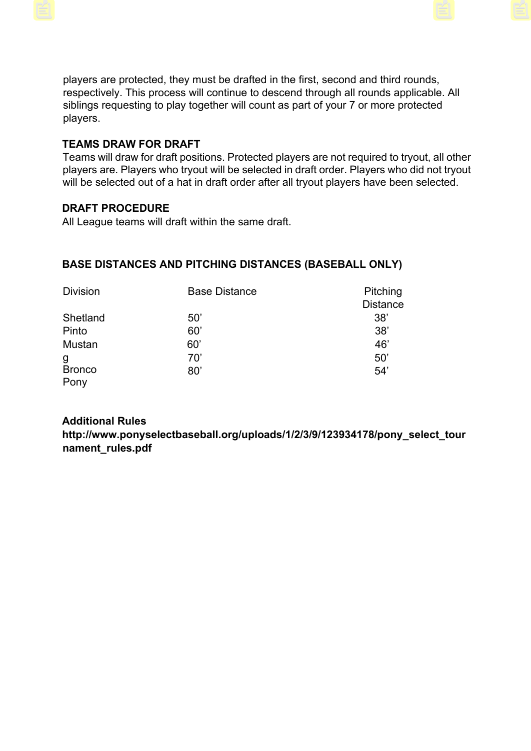players are protected, they must be drafted in the first, second and third rounds, respectively. This process will continue to descend through all rounds applicable. All siblings requesting to play together will count as part of your 7 or more protected players.

**TEAMS DRAW FOR DRAFT**

Teams will draw for draft positions. Protected players are not required to tryout, all other players are. Players who tryout will be selected in draft order. Players who did not tryout will be selected out of a hat in draft order after all tryout players have been selected.

**DRAFT PROCEDURE**

All League teams will draft within the same draft.

**BASE DISTANCES AND PITCHING DISTANCES (BASEBALL ONLY)**

| Division | Base Distance | Pitching Distance |
|---|---|---|
| Shetland | 50’ | 38’ |
| Pinto | 60’ | 38’ |
| Mustang | 60’ | 46’ |
| Bronco | 70’ | 50’ |
| Pony | 80’ | 54’ |

**Additional Rules**

**http://www.ponyselectbaseball.org/uploads/1/2/3/9/123934178/pony_select_tournament_rules.pdf**